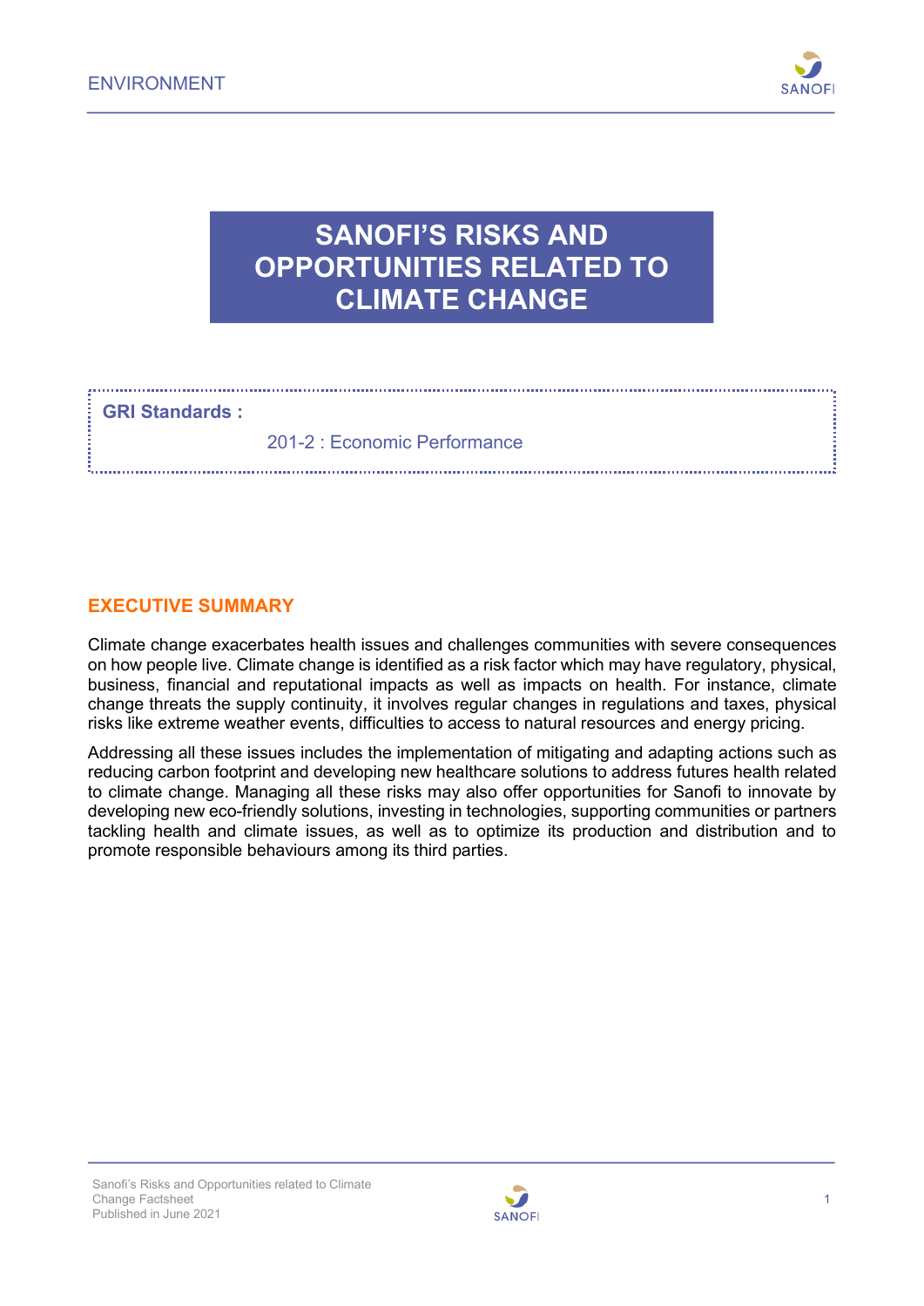# SANOFI'S RISKS AND OPPORTUNITIES RELATED TO CLIMATE CHANGE

**GRI Standards :**

201-2 : Economic Performance

## EXECUTIVE SUMMARY

Climate change exacerbates health issues and challenges communities with severe consequences on how people live. Climate change is identified as a risk factor which may have regulatory, physical, business, financial and reputational impacts as well as impacts on health. For instance, climate change threats the supply continuity, it involves regular changes in regulations and taxes, physical risks like extreme weather events, difficulties to access to natural resources and energy pricing.

Addressing all these issues includes the implementation of mitigating and adapting actions such as reducing carbon footprint and developing new healthcare solutions to address futures health related to climate change. Managing all these risks may also offer opportunities for Sanofi to innovate by developing new eco-friendly solutions, investing in technologies, supporting communities or partners tackling health and climate issues, as well as to optimize its production and distribution and to promote responsible behaviours among its third parties.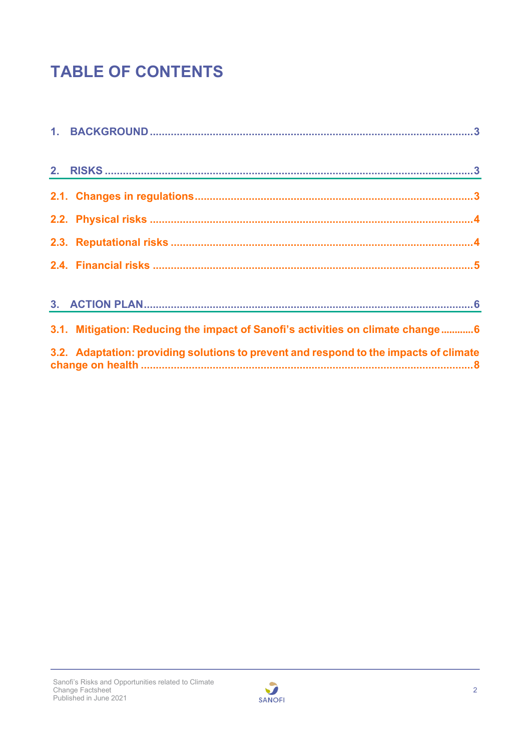# TABLE OF CONTENTS

1. BACKGROUND ..... 3

2. RISKS ..... 3

2.1. Changes in regulations ..... 3

2.2. Physical risks ..... 4

2.3. Reputational risks ..... 4

2.4. Financial risks ..... 5

3. ACTION PLAN ..... 6

3.1. Mitigation: Reducing the impact of Sanofi's activities on climate change ..... 6

3.2. Adaptation: providing solutions to prevent and respond to the impacts of climate change on health ..... 8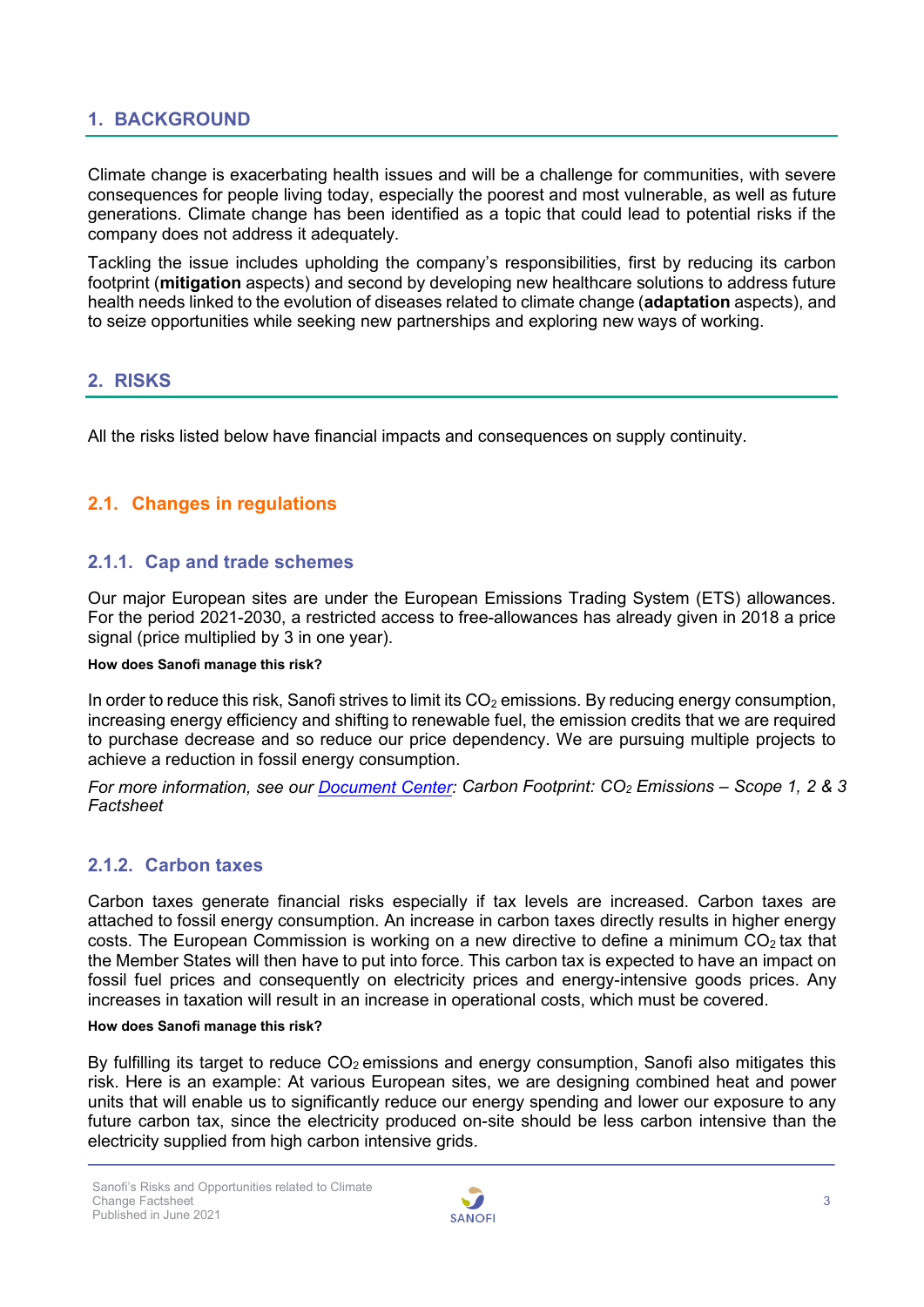## 1. BACKGROUND

Climate change is exacerbating health issues and will be a challenge for communities, with severe consequences for people living today, especially the poorest and most vulnerable, as well as future generations. Climate change has been identified as a topic that could lead to potential risks if the company does not address it adequately.

Tackling the issue includes upholding the company's responsibilities, first by reducing its carbon footprint (**mitigation** aspects) and second by developing new healthcare solutions to address future health needs linked to the evolution of diseases related to climate change (**adaptation** aspects), and to seize opportunities while seeking new partnerships and exploring new ways of working.

## 2. RISKS

All the risks listed below have financial impacts and consequences on supply continuity.

### 2.1. Changes in regulations

#### 2.1.1. Cap and trade schemes

Our major European sites are under the European Emissions Trading System (ETS) allowances. For the period 2021-2030, a restricted access to free-allowances has already given in 2018 a price signal (price multiplied by 3 in one year).

**How does Sanofi manage this risk?**

In order to reduce this risk, Sanofi strives to limit its $CO_2$ emissions. By reducing energy consumption, increasing energy efficiency and shifting to renewable fuel, the emission credits that we are required to purchase decrease and so reduce our price dependency. We are pursuing multiple projects to achieve a reduction in fossil energy consumption.

*For more information, see our Document Center: Carbon Footprint: $CO_2$ Emissions – Scope 1, 2 & 3 Factsheet*

#### 2.1.2. Carbon taxes

Carbon taxes generate financial risks especially if tax levels are increased. Carbon taxes are attached to fossil energy consumption. An increase in carbon taxes directly results in higher energy costs. The European Commission is working on a new directive to define a minimum $CO_2$ tax that the Member States will then have to put into force. This carbon tax is expected to have an impact on fossil fuel prices and consequently on electricity prices and energy-intensive goods prices. Any increases in taxation will result in an increase in operational costs, which must be covered.

**How does Sanofi manage this risk?**

By fulfilling its target to reduce $CO_2$ emissions and energy consumption, Sanofi also mitigates this risk. Here is an example: At various European sites, we are designing combined heat and power units that will enable us to significantly reduce our energy spending and lower our exposure to any future carbon tax, since the electricity produced on-site should be less carbon intensive than the electricity supplied from high carbon intensive grids.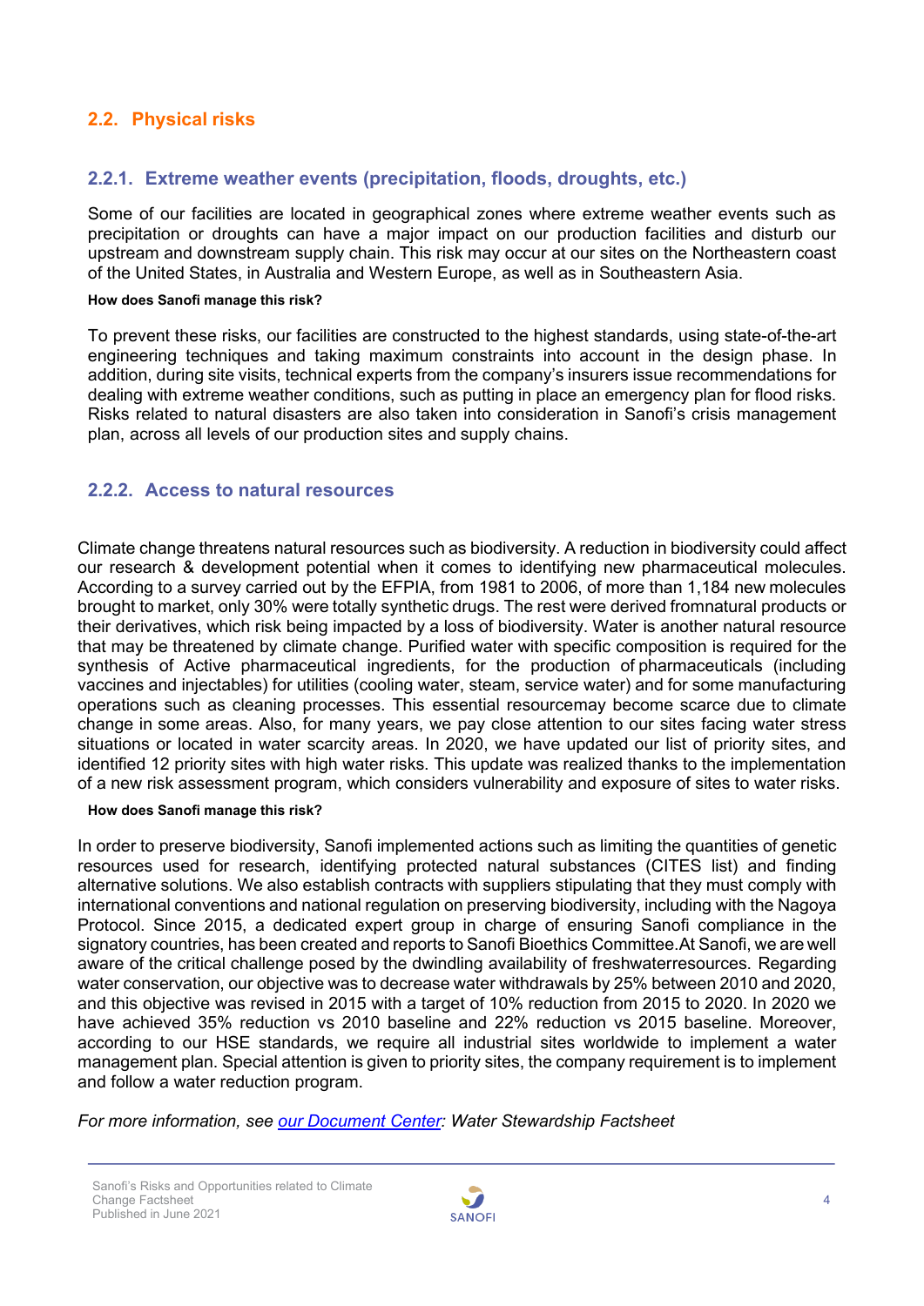## 2.2. Physical risks

### 2.2.1. Extreme weather events (precipitation, floods, droughts, etc.)

Some of our facilities are located in geographical zones where extreme weather events such as precipitation or droughts can have a major impact on our production facilities and disturb our upstream and downstream supply chain. This risk may occur at our sites on the Northeastern coast of the United States, in Australia and Western Europe, as well as in Southeastern Asia.

**How does Sanofi manage this risk?**

To prevent these risks, our facilities are constructed to the highest standards, using state-of-the-art engineering techniques and taking maximum constraints into account in the design phase. In addition, during site visits, technical experts from the company's insurers issue recommendations for dealing with extreme weather conditions, such as putting in place an emergency plan for flood risks. Risks related to natural disasters are also taken into consideration in Sanofi's crisis management plan, across all levels of our production sites and supply chains.

### 2.2.2. Access to natural resources

Climate change threatens natural resources such as biodiversity. A reduction in biodiversity could affect our research & development potential when it comes to identifying new pharmaceutical molecules. According to a survey carried out by the EFPIA, from 1981 to 2006, of more than 1,184 new molecules brought to market, only 30% were totally synthetic drugs. The rest were derived fromnatural products or their derivatives, which risk being impacted by a loss of biodiversity. Water is another natural resource that may be threatened by climate change. Purified water with specific composition is required for the synthesis of Active pharmaceutical ingredients, for the production of pharmaceuticals (including vaccines and injectables) for utilities (cooling water, steam, service water) and for some manufacturing operations such as cleaning processes. This essential resourcemay become scarce due to climate change in some areas. Also, for many years, we pay close attention to our sites facing water stress situations or located in water scarcity areas. In 2020, we have updated our list of priority sites, and identified 12 priority sites with high water risks. This update was realized thanks to the implementation of a new risk assessment program, which considers vulnerability and exposure of sites to water risks.

**How does Sanofi manage this risk?**

In order to preserve biodiversity, Sanofi implemented actions such as limiting the quantities of genetic resources used for research, identifying protected natural substances (CITES list) and finding alternative solutions. We also establish contracts with suppliers stipulating that they must comply with international conventions and national regulation on preserving biodiversity, including with the Nagoya Protocol. Since 2015, a dedicated expert group in charge of ensuring Sanofi compliance in the signatory countries, has been created and reports to Sanofi Bioethics Committee.At Sanofi, we are well aware of the critical challenge posed by the dwindling availability of freshwaterresources. Regarding water conservation, our objective was to decrease water withdrawals by 25% between 2010 and 2020, and this objective was revised in 2015 with a target of 10% reduction from 2015 to 2020. In 2020 we have achieved 35% reduction vs 2010 baseline and 22% reduction vs 2015 baseline. Moreover, according to our HSE standards, we require all industrial sites worldwide to implement a water management plan. Special attention is given to priority sites, the company requirement is to implement and follow a water reduction program.

*For more information, see [our Document Center](): Water Stewardship Factsheet*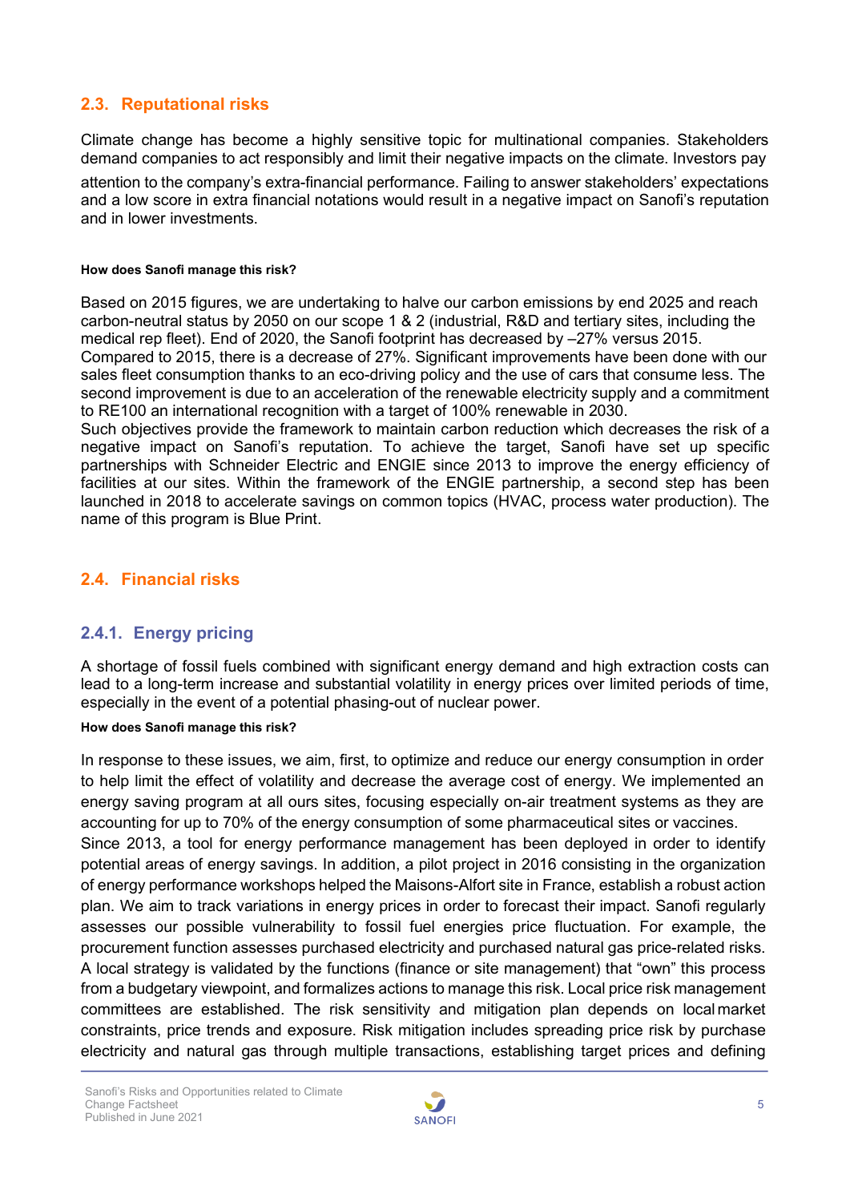## 2.3. Reputational risks

Climate change has become a highly sensitive topic for multinational companies. Stakeholders demand companies to act responsibly and limit their negative impacts on the climate. Investors pay attention to the company's extra-financial performance. Failing to answer stakeholders' expectations and a low score in extra financial notations would result in a negative impact on Sanofi's reputation and in lower investments.

**How does Sanofi manage this risk?**

Based on 2015 figures, we are undertaking to halve our carbon emissions by end 2025 and reach carbon-neutral status by 2050 on our scope 1 & 2 (industrial, R&D and tertiary sites, including the medical rep fleet). End of 2020, the Sanofi footprint has decreased by –27% versus 2015.
Compared to 2015, there is a decrease of 27%. Significant improvements have been done with our sales fleet consumption thanks to an eco-driving policy and the use of cars that consume less. The second improvement is due to an acceleration of the renewable electricity supply and a commitment to RE100 an international recognition with a target of 100% renewable in 2030.
Such objectives provide the framework to maintain carbon reduction which decreases the risk of a negative impact on Sanofi's reputation. To achieve the target, Sanofi have set up specific partnerships with Schneider Electric and ENGIE since 2013 to improve the energy efficiency of facilities at our sites. Within the framework of the ENGIE partnership, a second step has been launched in 2018 to accelerate savings on common topics (HVAC, process water production). The name of this program is Blue Print.

## 2.4. Financial risks

### 2.4.1. Energy pricing

A shortage of fossil fuels combined with significant energy demand and high extraction costs can lead to a long-term increase and substantial volatility in energy prices over limited periods of time, especially in the event of a potential phasing-out of nuclear power.

**How does Sanofi manage this risk?**

In response to these issues, we aim, first, to optimize and reduce our energy consumption in order to help limit the effect of volatility and decrease the average cost of energy. We implemented an energy saving program at all ours sites, focusing especially on-air treatment systems as they are accounting for up to 70% of the energy consumption of some pharmaceutical sites or vaccines.
Since 2013, a tool for energy performance management has been deployed in order to identify potential areas of energy savings. In addition, a pilot project in 2016 consisting in the organization of energy performance workshops helped the Maisons-Alfort site in France, establish a robust action plan. We aim to track variations in energy prices in order to forecast their impact. Sanofi regularly assesses our possible vulnerability to fossil fuel energies price fluctuation. For example, the procurement function assesses purchased electricity and purchased natural gas price-related risks. A local strategy is validated by the functions (finance or site management) that "own" this process from a budgetary viewpoint, and formalizes actions to manage this risk. Local price risk management committees are established. The risk sensitivity and mitigation plan depends on local market constraints, price trends and exposure. Risk mitigation includes spreading price risk by purchase electricity and natural gas through multiple transactions, establishing target prices and defining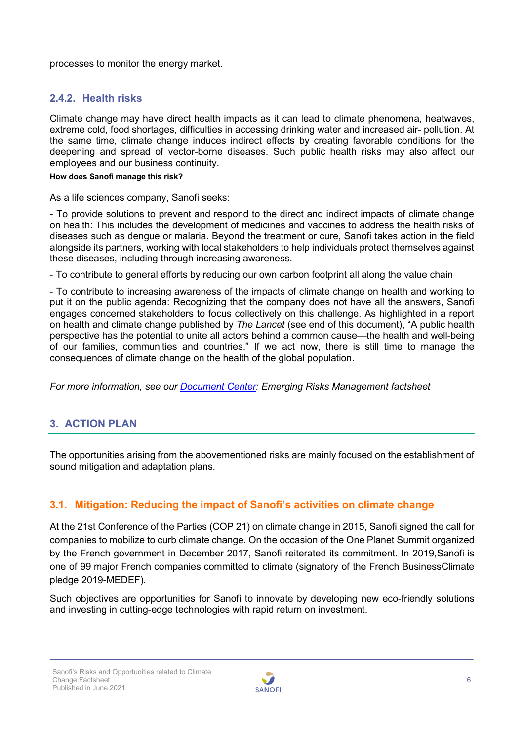processes to monitor the energy market.

### 2.4.2. Health risks

Climate change may have direct health impacts as it can lead to climate phenomena, heatwaves, extreme cold, food shortages, difficulties in accessing drinking water and increased air- pollution. At the same time, climate change induces indirect effects by creating favorable conditions for the deepening and spread of vector-borne diseases. Such public health risks may also affect our employees and our business continuity.

**How does Sanofi manage this risk?**

As a life sciences company, Sanofi seeks:

- To provide solutions to prevent and respond to the direct and indirect impacts of climate change on health: This includes the development of medicines and vaccines to address the health risks of diseases such as dengue or malaria. Beyond the treatment or cure, Sanofi takes action in the field alongside its partners, working with local stakeholders to help individuals protect themselves against these diseases, including through increasing awareness.

- To contribute to general efforts by reducing our own carbon footprint all along the value chain

- To contribute to increasing awareness of the impacts of climate change on health and working to put it on the public agenda: Recognizing that the company does not have all the answers, Sanofi engages concerned stakeholders to focus collectively on this challenge. As highlighted in a report on health and climate change published by *The Lancet* (see end of this document), "A public health perspective has the potential to unite all actors behind a common cause—the health and well-being of our families, communities and countries." If we act now, there is still time to manage the consequences of climate change on the health of the global population.

*For more information, see our Document Center: Emerging Risks Management factsheet*

## 3. ACTION PLAN

The opportunities arising from the abovementioned risks are mainly focused on the establishment of sound mitigation and adaptation plans.

### 3.1. Mitigation: Reducing the impact of Sanofi's activities on climate change

At the 21st Conference of the Parties (COP 21) on climate change in 2015, Sanofi signed the call for companies to mobilize to curb climate change. On the occasion of the One Planet Summit organized by the French government in December 2017, Sanofi reiterated its commitment. In 2019,Sanofi is one of 99 major French companies committed to climate (signatory of the French BusinessClimate pledge 2019-MEDEF).

Such objectives are opportunities for Sanofi to innovate by developing new eco-friendly solutions and investing in cutting-edge technologies with rapid return on investment.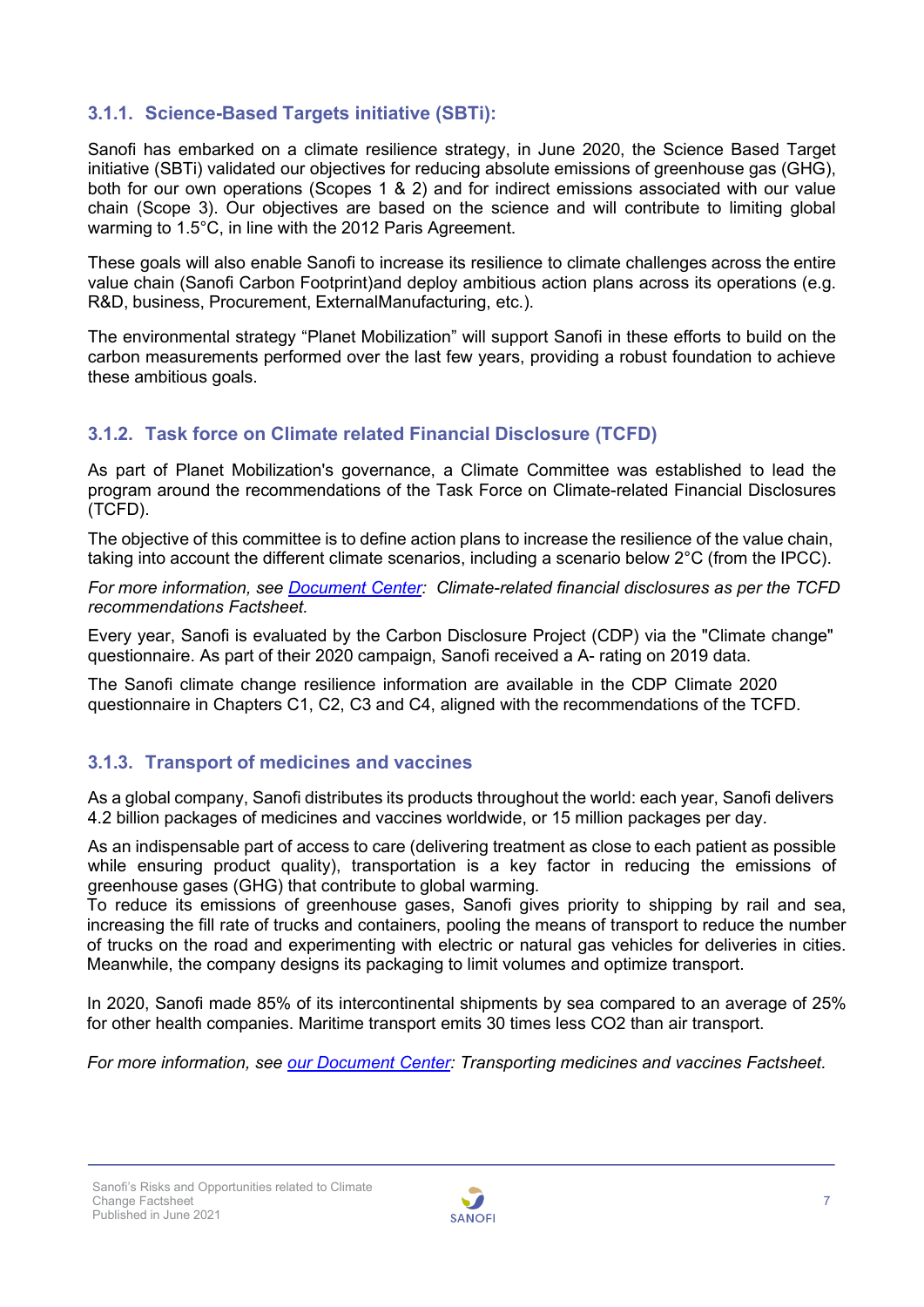### 3.1.1. Science-Based Targets initiative (SBTi):

Sanofi has embarked on a climate resilience strategy, in June 2020, the Science Based Target initiative (SBTi) validated our objectives for reducing absolute emissions of greenhouse gas (GHG), both for our own operations (Scopes 1 & 2) and for indirect emissions associated with our value chain (Scope 3). Our objectives are based on the science and will contribute to limiting global warming to 1.5°C, in line with the 2012 Paris Agreement.

These goals will also enable Sanofi to increase its resilience to climate challenges across the entire value chain (Sanofi Carbon Footprint)and deploy ambitious action plans across its operations (e.g. R&D, business, Procurement, ExternalManufacturing, etc.).

The environmental strategy “Planet Mobilization” will support Sanofi in these efforts to build on the carbon measurements performed over the last few years, providing a robust foundation to achieve these ambitious goals.

### 3.1.2. Task force on Climate related Financial Disclosure (TCFD)

As part of Planet Mobilization's governance, a Climate Committee was established to lead the program around the recommendations of the Task Force on Climate-related Financial Disclosures (TCFD).

The objective of this committee is to define action plans to increase the resilience of the value chain, taking into account the different climate scenarios, including a scenario below 2°C (from the IPCC).

*For more information, see [Document Center](): Climate-related financial disclosures as per the TCFD recommendations Factsheet.*

Every year, Sanofi is evaluated by the Carbon Disclosure Project (CDP) via the "Climate change" questionnaire. As part of their 2020 campaign, Sanofi received a A- rating on 2019 data.

The Sanofi climate change resilience information are available in the CDP Climate 2020 questionnaire in Chapters C1, C2, C3 and C4, aligned with the recommendations of the TCFD.

### 3.1.3. Transport of medicines and vaccines

As a global company, Sanofi distributes its products throughout the world: each year, Sanofi delivers 4.2 billion packages of medicines and vaccines worldwide, or 15 million packages per day.

As an indispensable part of access to care (delivering treatment as close to each patient as possible while ensuring product quality), transportation is a key factor in reducing the emissions of greenhouse gases (GHG) that contribute to global warming.
To reduce its emissions of greenhouse gases, Sanofi gives priority to shipping by rail and sea, increasing the fill rate of trucks and containers, pooling the means of transport to reduce the number of trucks on the road and experimenting with electric or natural gas vehicles for deliveries in cities. Meanwhile, the company designs its packaging to limit volumes and optimize transport.

In 2020, Sanofi made 85% of its intercontinental shipments by sea compared to an average of 25% for other health companies. Maritime transport emits 30 times less $CO_2$ than air transport.

*For more information, see [our Document Center](): Transporting medicines and vaccines Factsheet.*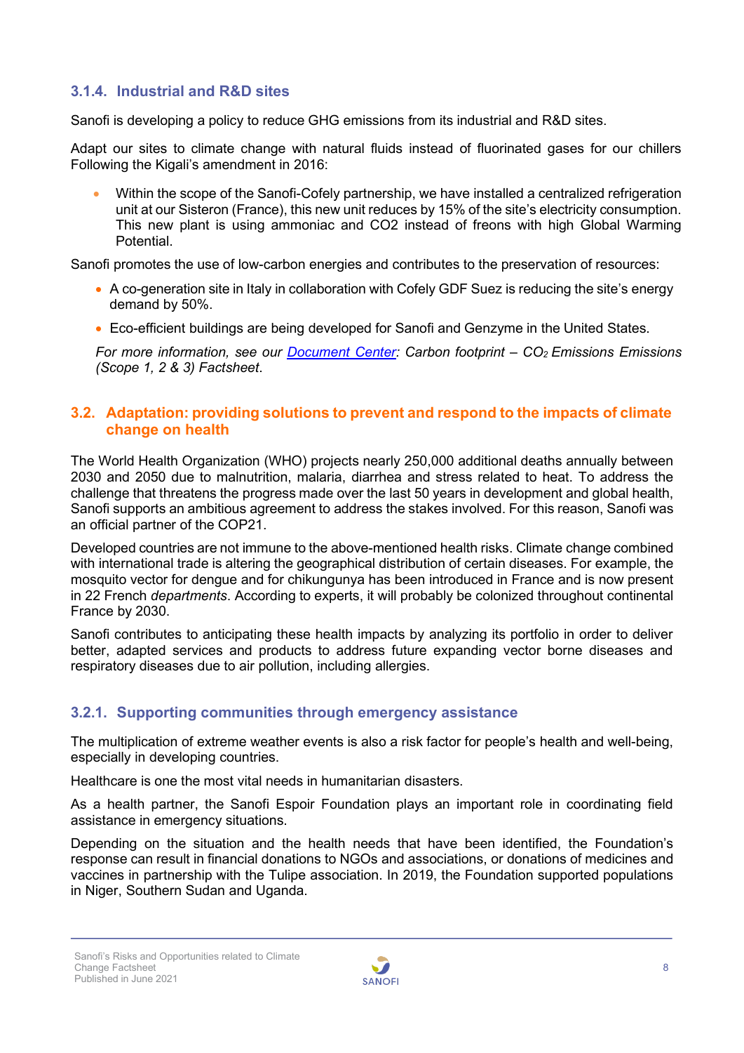### 3.1.4. Industrial and R&D sites

Sanofi is developing a policy to reduce GHG emissions from its industrial and R&D sites.

Adapt our sites to climate change with natural fluids instead of fluorinated gases for our chillers Following the Kigali's amendment in 2016:

- Within the scope of the Sanofi-Cofely partnership, we have installed a centralized refrigeration unit at our Sisteron (France), this new unit reduces by 15% of the site's electricity consumption. This new plant is using ammoniac and CO2 instead of freons with high Global Warming Potential.

Sanofi promotes the use of low-carbon energies and contributes to the preservation of resources:

- A co-generation site in Italy in collaboration with Cofely GDF Suez is reducing the site's energy demand by 50%.
- Eco-efficient buildings are being developed for Sanofi and Genzyme in the United States.

*For more information, see our [Document Center](): Carbon footprint – $CO_2$ Emissions Emissions (Scope 1, 2 & 3) Factsheet.*

## 3.2. Adaptation: providing solutions to prevent and respond to the impacts of climate change on health

The World Health Organization (WHO) projects nearly 250,000 additional deaths annually between 2030 and 2050 due to malnutrition, malaria, diarrhea and stress related to heat. To address the challenge that threatens the progress made over the last 50 years in development and global health, Sanofi supports an ambitious agreement to address the stakes involved. For this reason, Sanofi was an official partner of the COP21.

Developed countries are not immune to the above-mentioned health risks. Climate change combined with international trade is altering the geographical distribution of certain diseases. For example, the mosquito vector for dengue and for chikungunya has been introduced in France and is now present in 22 French *departments*. According to experts, it will probably be colonized throughout continental France by 2030.

Sanofi contributes to anticipating these health impacts by analyzing its portfolio in order to deliver better, adapted services and products to address future expanding vector borne diseases and respiratory diseases due to air pollution, including allergies.

### 3.2.1. Supporting communities through emergency assistance

The multiplication of extreme weather events is also a risk factor for people's health and well-being, especially in developing countries.

Healthcare is one the most vital needs in humanitarian disasters.

As a health partner, the Sanofi Espoir Foundation plays an important role in coordinating field assistance in emergency situations.

Depending on the situation and the health needs that have been identified, the Foundation's response can result in financial donations to NGOs and associations, or donations of medicines and vaccines in partnership with the Tulipe association. In 2019, the Foundation supported populations in Niger, Southern Sudan and Uganda.